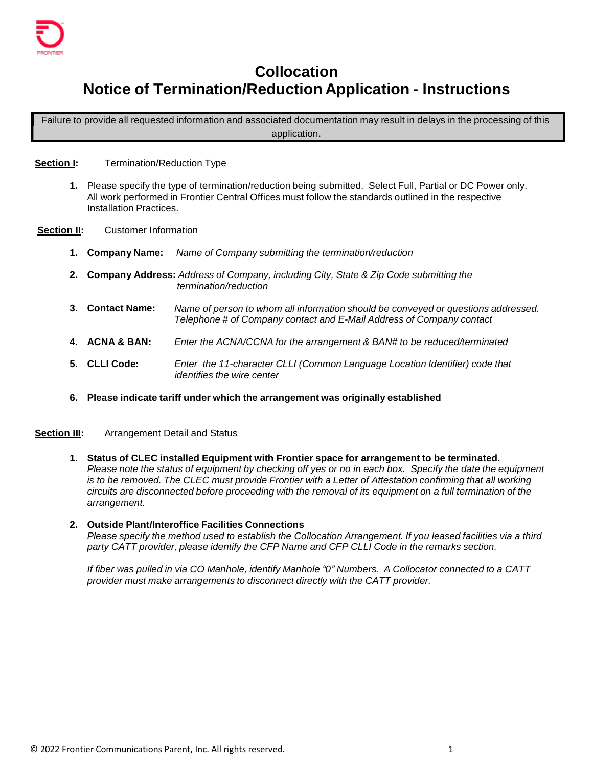# Collocation
# Notice of Termination/Reduction Application - Instructions

Failure to provide all requested information and associated documentation may result in delays in the processing of this application.

**Section I:** Termination/Reduction Type

1. Please specify the type of termination/reduction being submitted. Select Full, Partial or DC Power only. All work performed in Frontier Central Offices must follow the standards outlined in the respective Installation Practices.

**Section II:** Customer Information

1. **Company Name:** *Name of Company submitting the termination/reduction*
2. **Company Address:** *Address of Company, including City, State & Zip Code submitting the termination/reduction*
3. **Contact Name:** *Name of person to whom all information should be conveyed or questions addressed. Telephone # of Company contact and E-Mail Address of Company contact*
4. **ACNA & BAN:** *Enter the ACNA/CCNA for the arrangement & BAN# to be reduced/terminated*
5. **CLLI Code:** *Enter the 11-character CLLI (Common Language Location Identifier) code that identifies the wire center*
6. **Please indicate tariff under which the arrangement was originally established**

**Section III:** Arrangement Detail and Status

1. **Status of CLEC installed Equipment with Frontier space for arrangement to be terminated.**
   *Please note the status of equipment by checking off yes or no in each box. Specify the date the equipment is to be removed. The CLEC must provide Frontier with a Letter of Attestation confirming that all working circuits are disconnected before proceeding with the removal of its equipment on a full termination of the arrangement.*

2. **Outside Plant/Interoffice Facilities Connections**
   *Please specify the method used to establish the Collocation Arrangement. If you leased facilities via a third party CATT provider, please identify the CFP Name and CFP CLLI Code in the remarks section.*

   *If fiber was pulled in via CO Manhole, identify Manhole "0" Numbers. A Collocator connected to a CATT provider must make arrangements to disconnect directly with the CATT provider.*

© 2022 Frontier Communications Parent, Inc. All rights reserved.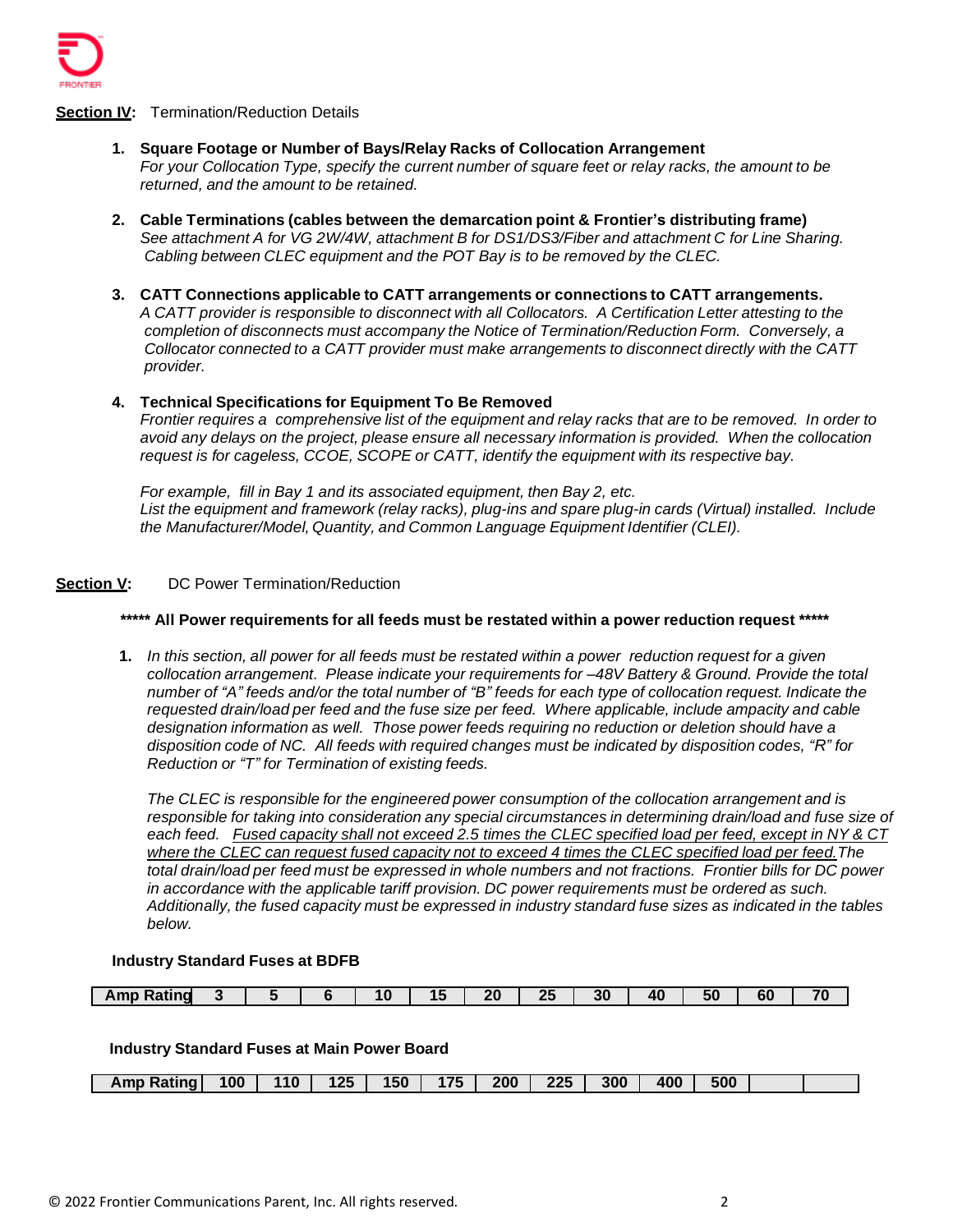**<u>Section IV</u>:** Termination/Reduction Details

1. **Square Footage or Number of Bays/Relay Racks of Collocation Arrangement**
   *For your Collocation Type, specify the current number of square feet or relay racks, the amount to be returned, and the amount to be retained.*

2. **Cable Terminations (cables between the demarcation point & Frontier's distributing frame)**
   *See attachment A for VG 2W/4W, attachment B for DS1/DS3/Fiber and attachment C for Line Sharing. Cabling between CLEC equipment and the POT Bay is to be removed by the CLEC.*

3. **CATT Connections applicable to CATT arrangements or connections to CATT arrangements.**
   *A CATT provider is responsible to disconnect with all Collocators. A Certification Letter attesting to the completion of disconnects must accompany the Notice of Termination/Reduction Form. Conversely, a Collocator connected to a CATT provider must make arrangements to disconnect directly with the CATT provider.*

4. **Technical Specifications for Equipment To Be Removed**
   *Frontier requires a comprehensive list of the equipment and relay racks that are to be removed. In order to avoid any delays on the project, please ensure all necessary information is provided. When the collocation request is for cageless, CCOE, SCOPE or CATT, identify the equipment with its respective bay.*

   *For example, fill in Bay 1 and its associated equipment, then Bay 2, etc.*
   *List the equipment and framework (relay racks), plug-ins and spare plug-in cards (Virtual) installed. Include the Manufacturer/Model, Quantity, and Common Language Equipment Identifier (CLEI).*

**<u>Section V</u>:** DC Power Termination/Reduction

**\*\*\*\*\* All Power requirements for all feeds must be restated within a power reduction request \*\*\*\*\***

1. *In this section, all power for all feeds must be restated within a power reduction request for a given collocation arrangement. Please indicate your requirements for –48V Battery & Ground. Provide the total number of "A" feeds and/or the total number of "B" feeds for each type of collocation request. Indicate the requested drain/load per feed and the fuse size per feed. Where applicable, include ampacity and cable designation information as well. Those power feeds requiring no reduction or deletion should have a disposition code of NC. All feeds with required changes must be indicated by disposition codes, "R" for Reduction or "T" for Termination of existing feeds.*

   *The CLEC is responsible for the engineered power consumption of the collocation arrangement and is responsible for taking into consideration any special circumstances in determining drain/load and fuse size of each feed. <u>Fused capacity shall not exceed 2.5 times the CLEC specified load per feed, except in NY & CT where the CLEC can request fused capacity not to exceed 4 times the CLEC specified load per feed.</u> The total drain/load per feed must be expressed in whole numbers and not fractions. Frontier bills for DC power in accordance with the applicable tariff provision. DC power requirements must be ordered as such. Additionally, the fused capacity must be expressed in industry standard fuse sizes as indicated in the tables below.*

**Industry Standard Fuses at BDFB**

| Amp Rating | 3 | 5 | 6 | 10 | 15 | 20 | 25 | 30 | 40 | 50 | 60 | 70 |
|---|---|---|---|---|---|---|---|---|---|---|---|---|

**Industry Standard Fuses at Main Power Board**

| Amp Rating | 100 | 110 | 125 | 150 | 175 | 200 | 225 | 300 | 400 | 500 | | |
|---|---|---|---|---|---|---|---|---|---|---|---|---|

© 2022 Frontier Communications Parent, Inc. All rights reserved.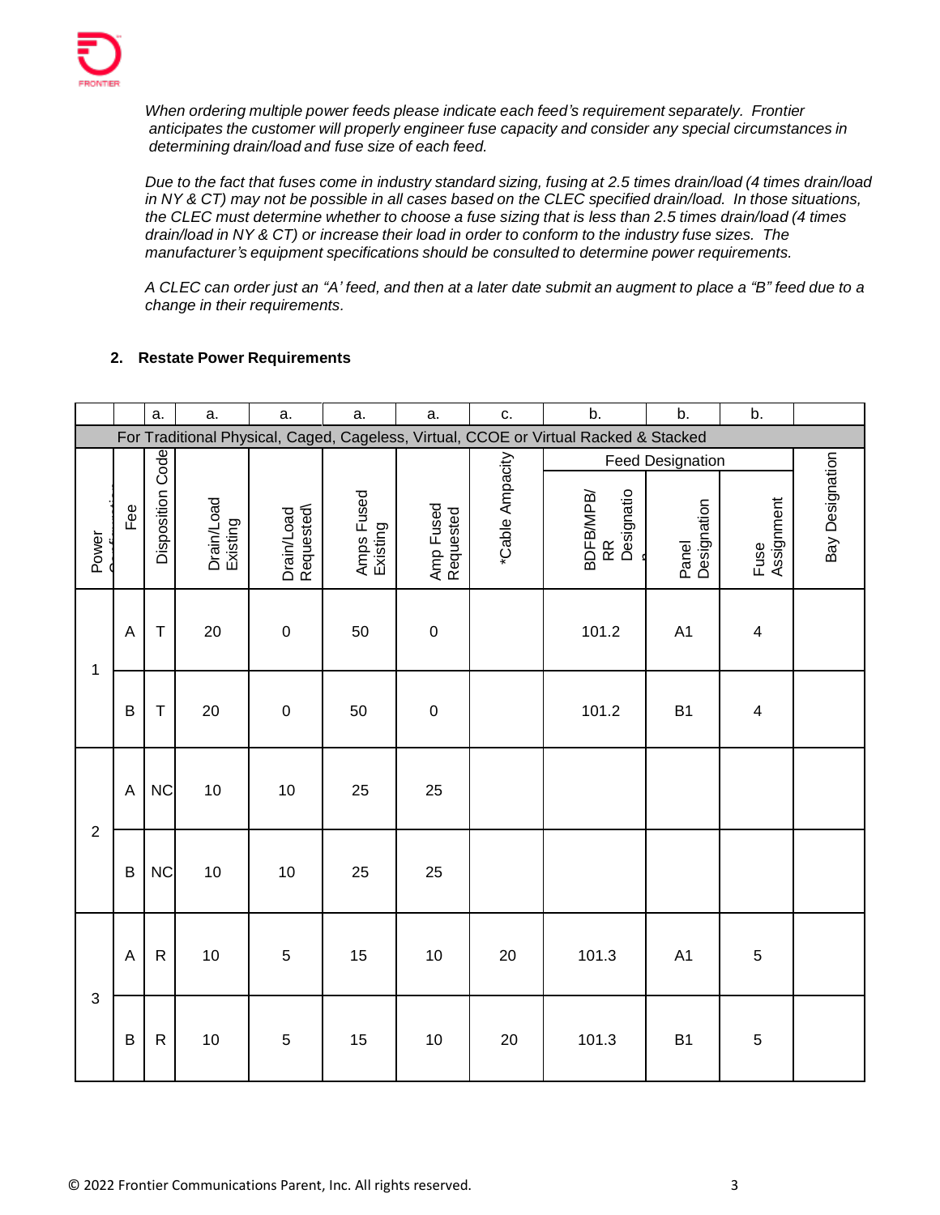*When ordering multiple power feeds please indicate each feed's requirement separately. Frontier anticipates the customer will properly engineer fuse capacity and consider any special circumstances in determining drain/load and fuse size of each feed.*

*Due to the fact that fuses come in industry standard sizing, fusing at 2.5 times drain/load (4 times drain/load in NY & CT) may not be possible in all cases based on the CLEC specified drain/load. In those situations, the CLEC must determine whether to choose a fuse sizing that is less than 2.5 times drain/load (4 times drain/load in NY & CT) or increase their load in order to conform to the industry fuse sizes. The manufacturer's equipment specifications should be consulted to determine power requirements.*

*A CLEC can order just an "A' feed, and then at a later date submit an augment to place a "B" feed due to a change in their requirements.*

**2. Restate Power Requirements**

| | | a. | a. | a. | a. | a. | c. | b. | b. | b. | |
|---|---|---|---|---|---|---|---|---|---|---|---|
| For Traditional Physical, Caged, Cageless, Virtual, CCOE or Virtual Racked & Stacked | | | | | | | | | | | |
| | | | | | | | | Feed Designation | | | |
| Power Configuration | Fee | Disposition Code | Drain/Load Existing | Drain/Load Requested\ | Amps Fused Existing | Amp Fused Requested | *Cable Ampacity | BDFB/MPB/ RR Designation | Panel Designation | Fuse Assignment | Bay Designation |
| 1 | A | T | 20 | 0 | 50 | 0 | | 101.2 | A1 | 4 | |
| | B | T | 20 | 0 | 50 | 0 | | 101.2 | B1 | 4 | |
| 2 | A | NC | 10 | 10 | 25 | 25 | | | | | |
| | B | NC | 10 | 10 | 25 | 25 | | | | | |
| 3 | A | R | 10 | 5 | 15 | 10 | 20 | 101.3 | A1 | 5 | |
| | B | R | 10 | 5 | 15 | 10 | 20 | 101.3 | B1 | 5 | |

© 2022 Frontier Communications Parent, Inc. All rights reserved.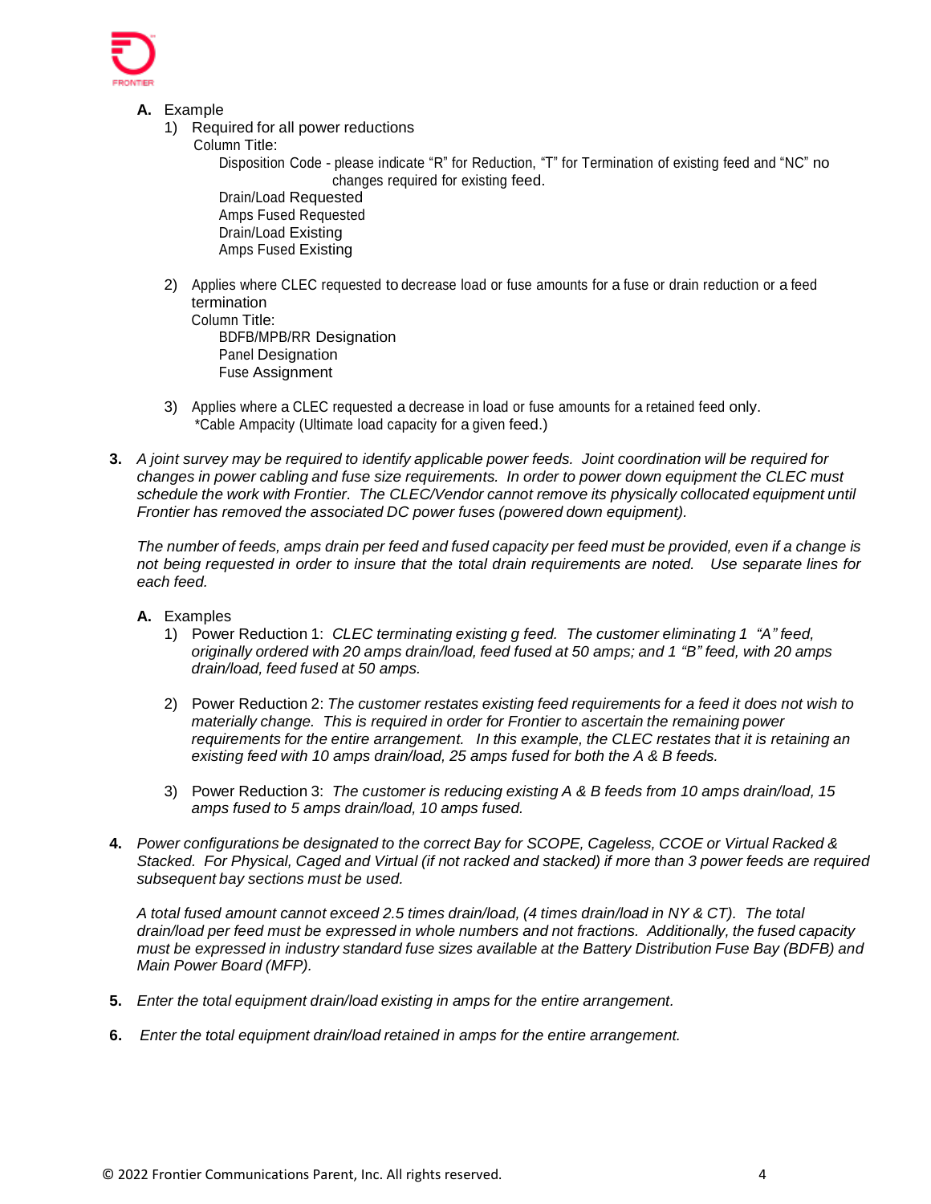**A.** Example

1) Required for all power reductions

   Column Title:

   - Disposition Code - please indicate "R" for Reduction, "T" for Termination of existing feed and "NC" no changes required for existing feed.
   - Drain/Load Requested
   - Amps Fused Requested
   - Drain/Load Existing
   - Amps Fused Existing

2) Applies where CLEC requested to decrease load or fuse amounts for a fuse or drain reduction or a feed termination

   Column Title:

   - BDFB/MPB/RR Designation
   - Panel Designation
   - Fuse Assignment

3) Applies where a CLEC requested a decrease in load or fuse amounts for a retained feed only.

   *Cable Ampacity (Ultimate load capacity for a given feed.)

**3.** *A joint survey may be required to identify applicable power feeds. Joint coordination will be required for changes in power cabling and fuse size requirements. In order to power down equipment the CLEC must schedule the work with Frontier. The CLEC/Vendor cannot remove its physically collocated equipment until Frontier has removed the associated DC power fuses (powered down equipment).*

*The number of feeds, amps drain per feed and fused capacity per feed must be provided, even if a change is not being requested in order to insure that the total drain requirements are noted. Use separate lines for each feed.*

**A.** Examples

1) Power Reduction 1: *CLEC terminating existing g feed. The customer eliminating 1 "A" feed, originally ordered with 20 amps drain/load, feed fused at 50 amps; and 1 "B" feed, with 20 amps drain/load, feed fused at 50 amps.*

2) Power Reduction 2: *The customer restates existing feed requirements for a feed it does not wish to materially change. This is required in order for Frontier to ascertain the remaining power requirements for the entire arrangement. In this example, the CLEC restates that it is retaining an existing feed with 10 amps drain/load, 25 amps fused for both the A & B feeds.*

3) Power Reduction 3: *The customer is reducing existing A & B feeds from 10 amps drain/load, 15 amps fused to 5 amps drain/load, 10 amps fused.*

**4.** *Power configurations be designated to the correct Bay for SCOPE, Cageless, CCOE or Virtual Racked & Stacked. For Physical, Caged and Virtual (if not racked and stacked) if more than 3 power feeds are required subsequent bay sections must be used.*

*A total fused amount cannot exceed 2.5 times drain/load, (4 times drain/load in NY & CT). The total drain/load per feed must be expressed in whole numbers and not fractions. Additionally, the fused capacity must be expressed in industry standard fuse sizes available at the Battery Distribution Fuse Bay (BDFB) and Main Power Board (MFP).*

**5.** *Enter the total equipment drain/load existing in amps for the entire arrangement.*

**6.** *Enter the total equipment drain/load retained in amps for the entire arrangement.*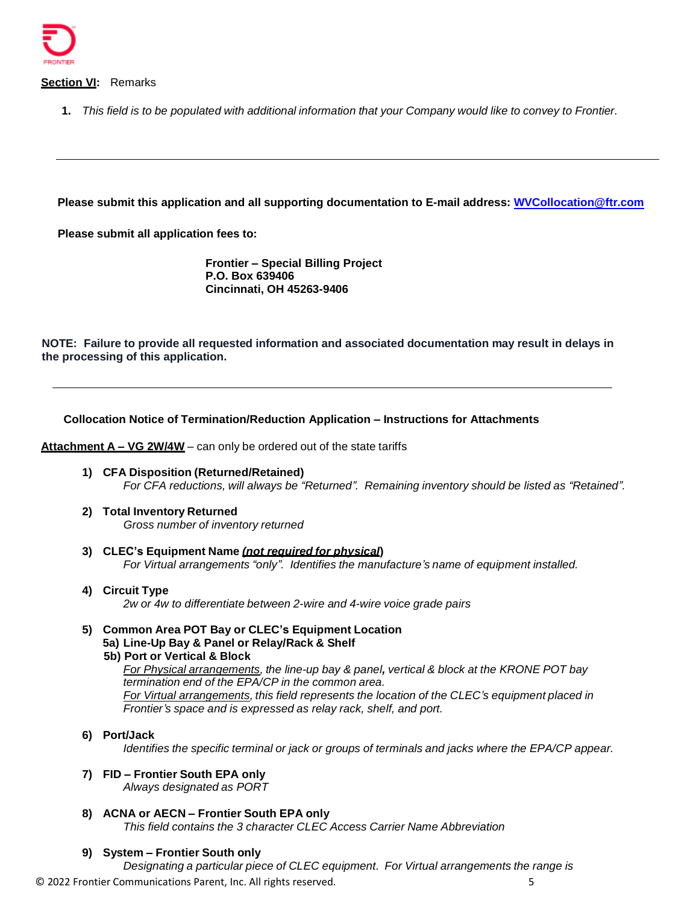**Section VI:** Remarks

1. *This field is to be populated with additional information that your Company would like to convey to Frontier.*

---

**Please submit this application and all supporting documentation to E-mail address: WVCollocation@ftr.com**

**Please submit all application fees to:**

**Frontier – Special Billing Project**
**P.O. Box 639406**
**Cincinnati, OH 45263-9406**

**NOTE: Failure to provide all requested information and associated documentation may result in delays in the processing of this application.**

---

**Collocation Notice of Termination/Reduction Application – Instructions for Attachments**

**Attachment A – VG 2W/4W** – can only be ordered out of the state tariffs

1) **CFA Disposition (Returned/Retained)**
   *For CFA reductions, will always be "Returned". Remaining inventory should be listed as "Retained".*

2) **Total Inventory Returned**
   *Gross number of inventory returned*

3) **CLEC's Equipment Name *(not required for physical)***
   *For Virtual arrangements "only". Identifies the manufacture's name of equipment installed.*

4) **Circuit Type**
   *2w or 4w to differentiate between 2-wire and 4-wire voice grade pairs*

5) **Common Area POT Bay or CLEC's Equipment Location**
   **5a) Line-Up Bay & Panel or Relay/Rack & Shelf**
   **5b) Port or Vertical & Block**
   *For Physical arrangements, the line-up bay & panel, vertical & block at the KRONE POT bay termination end of the EPA/CP in the common area.*
   *For Virtual arrangements, this field represents the location of the CLEC's equipment placed in Frontier's space and is expressed as relay rack, shelf, and port.*

6) **Port/Jack**
   *Identifies the specific terminal or jack or groups of terminals and jacks where the EPA/CP appear.*

7) **FID – Frontier South EPA only**
   *Always designated as PORT*

8) **ACNA or AECN – Frontier South EPA only**
   *This field contains the 3 character CLEC Access Carrier Name Abbreviation*

9) **System – Frontier South only**
   *Designating a particular piece of CLEC equipment. For Virtual arrangements the range is*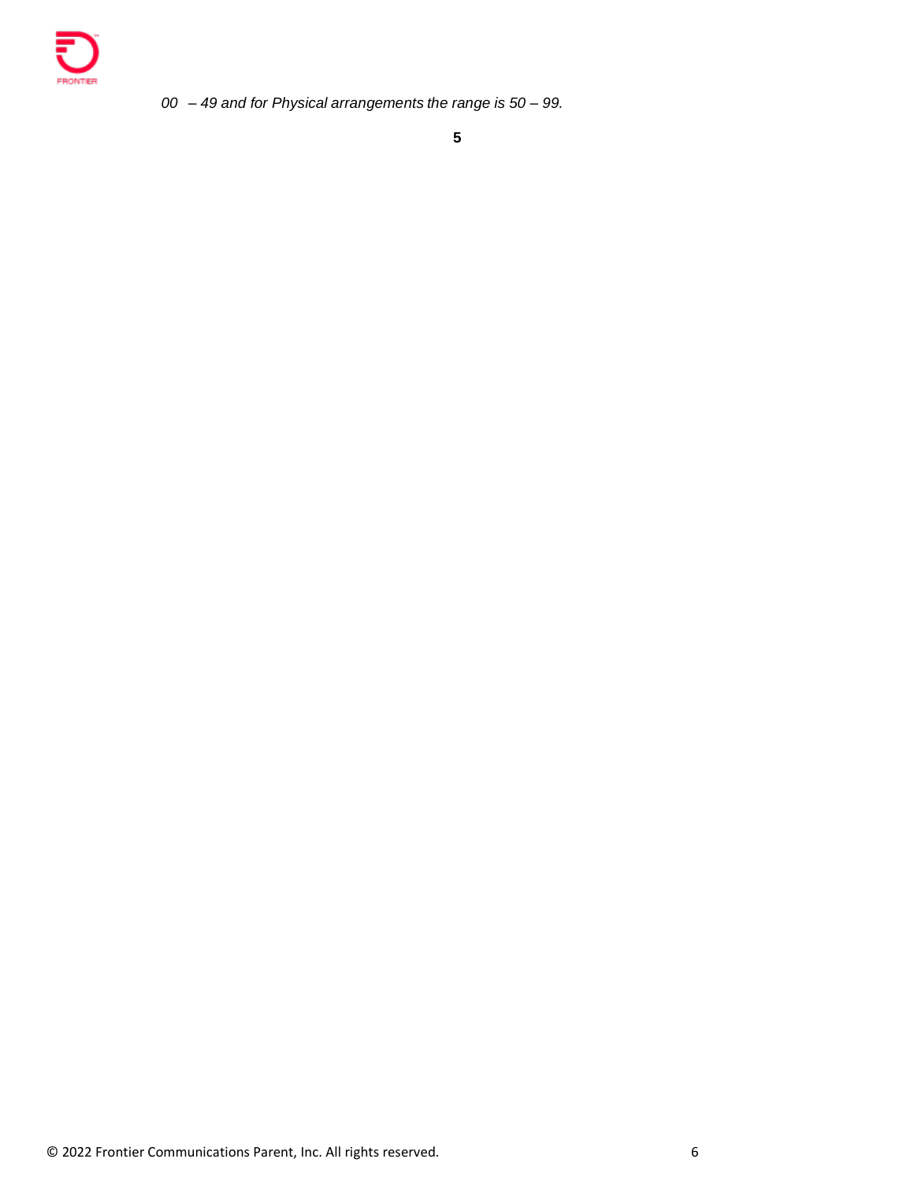*00 – 49 and for Physical arrangements the range is 50 – 99.*

**5**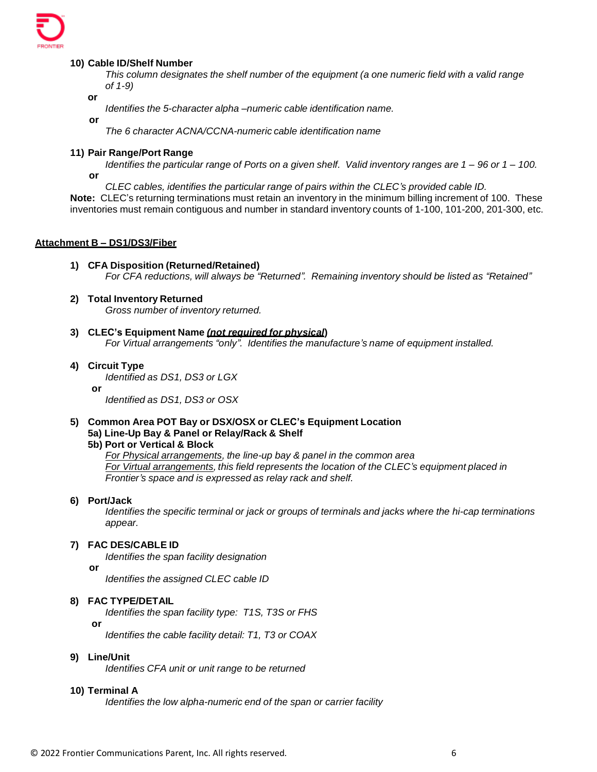**10) Cable ID/Shelf Number**

*This column designates the shelf number of the equipment (a one numeric field with a valid range of 1-9)*

**or**

*Identifies the 5-character alpha –numeric cable identification name.*

**or**

*The 6 character ACNA/CCNA-numeric cable identification name*

**11) Pair Range/Port Range**

*Identifies the particular range of Ports on a given shelf. Valid inventory ranges are 1 – 96 or 1 – 100.*

**or**

*CLEC cables, identifies the particular range of pairs within the CLEC's provided cable ID.*

**Note:** CLEC's returning terminations must retain an inventory in the minimum billing increment of 100. These inventories must remain contiguous and number in standard inventory counts of 1-100, 101-200, 201-300, etc.

## Attachment B – DS1/DS3/Fiber

**1) CFA Disposition (Returned/Retained)**

*For CFA reductions, will always be "Returned". Remaining inventory should be listed as "Retained"*

**2) Total Inventory Returned**

*Gross number of inventory returned.*

**3) CLEC's Equipment Name *(not required for physical)***

*For Virtual arrangements "only". Identifies the manufacture's name of equipment installed.*

**4) Circuit Type**

*Identified as DS1, DS3 or LGX*

**or**

*Identified as DS1, DS3 or OSX*

**5) Common Area POT Bay or DSX/OSX or CLEC's Equipment Location**
**5a) Line-Up Bay & Panel or Relay/Rack & Shelf**
**5b) Port or Vertical & Block**

*For Physical arrangements, the line-up bay & panel in the common area*
*For Virtual arrangements, this field represents the location of the CLEC's equipment placed in Frontier's space and is expressed as relay rack and shelf.*

**6) Port/Jack**

*Identifies the specific terminal or jack or groups of terminals and jacks where the hi-cap terminations appear.*

**7) FAC DES/CABLE ID**

*Identifies the span facility designation*

**or**

*Identifies the assigned CLEC cable ID*

**8) FAC TYPE/DETAIL**

*Identifies the span facility type: T1S, T3S or FHS*

**or**

*Identifies the cable facility detail: T1, T3 or COAX*

**9) Line/Unit**

*Identifies CFA unit or unit range to be returned*

**10) Terminal A**

*Identifies the low alpha-numeric end of the span or carrier facility*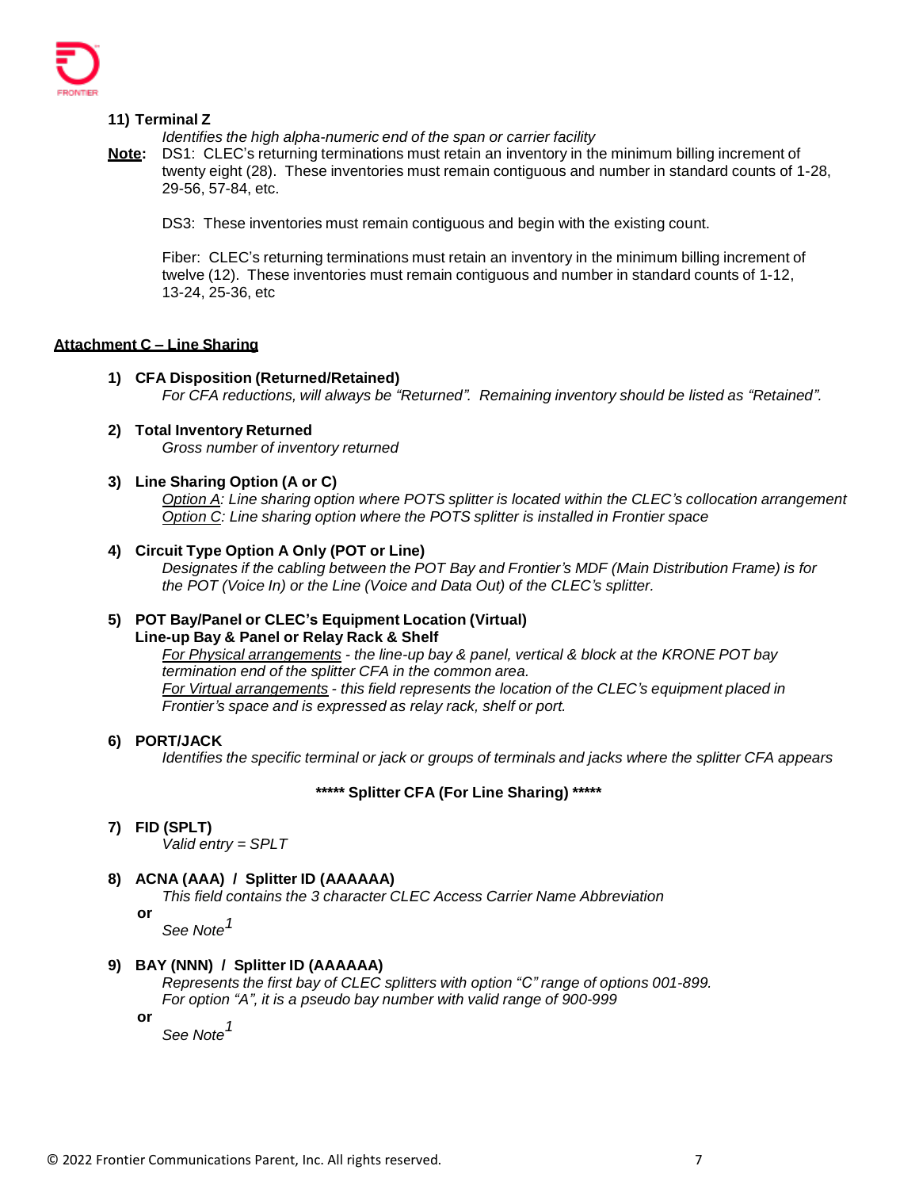**11) Terminal Z**

*Identifies the high alpha-numeric end of the span or carrier facility*

**Note:** DS1: CLEC's returning terminations must retain an inventory in the minimum billing increment of twenty eight (28). These inventories must remain contiguous and number in standard counts of 1-28, 29-56, 57-84, etc.

DS3: These inventories must remain contiguous and begin with the existing count.

Fiber: CLEC's returning terminations must retain an inventory in the minimum billing increment of twelve (12). These inventories must remain contiguous and number in standard counts of 1-12, 13-24, 25-36, etc

## Attachment C – Line Sharing

**1) CFA Disposition (Returned/Retained)**

*For CFA reductions, will always be "Returned". Remaining inventory should be listed as "Retained".*

**2) Total Inventory Returned**

*Gross number of inventory returned*

**3) Line Sharing Option (A or C)**

*Option A: Line sharing option where POTS splitter is located within the CLEC's collocation arrangement*
*Option C: Line sharing option where the POTS splitter is installed in Frontier space*

**4) Circuit Type Option A Only (POT or Line)**

*Designates if the cabling between the POT Bay and Frontier's MDF (Main Distribution Frame) is for the POT (Voice In) or the Line (Voice and Data Out) of the CLEC's splitter.*

**5) POT Bay/Panel or CLEC's Equipment Location (Virtual)**
**Line-up Bay & Panel or Relay Rack & Shelf**

*For Physical arrangements - the line-up bay & panel, vertical & block at the KRONE POT bay termination end of the splitter CFA in the common area.*
*For Virtual arrangements - this field represents the location of the CLEC's equipment placed in Frontier's space and is expressed as relay rack, shelf or port.*

**6) PORT/JACK**

*Identifies the specific terminal or jack or groups of terminals and jacks where the splitter CFA appears*

**\*\*\*\*\* Splitter CFA (For Line Sharing) \*\*\*\*\***

**7) FID (SPLT)**

*Valid entry = SPLT*

**8) ACNA (AAA) / Splitter ID (AAAAAA)**

*This field contains the 3 character CLEC Access Carrier Name Abbreviation*

**or**

*See Note*[1]

**9) BAY (NNN) / Splitter ID (AAAAAA)**

*Represents the first bay of CLEC splitters with option "C" range of options 001-899.*
*For option "A", it is a pseudo bay number with valid range of 900-999*

**or**

*See Note*[1]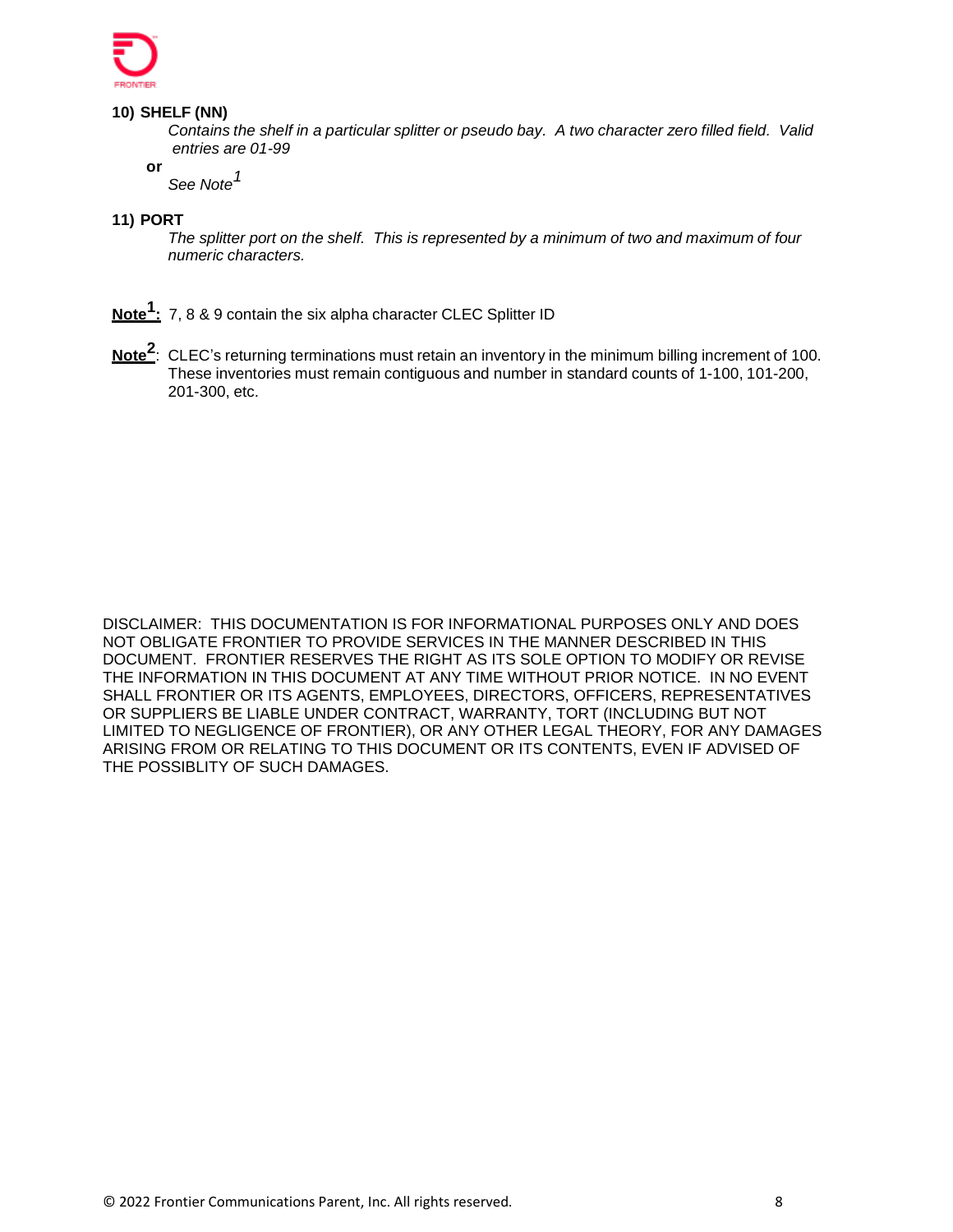**10) SHELF (NN)**

*Contains the shelf in a particular splitter or pseudo bay. A two character zero filled field. Valid entries are 01-99*

**or**

*See Note[1]*

**11) PORT**

*The splitter port on the shelf. This is represented by a minimum of two and maximum of four numeric characters.*

**Note[1]:** 7, 8 & 9 contain the six alpha character CLEC Splitter ID

**Note[2]:** CLEC's returning terminations must retain an inventory in the minimum billing increment of 100. These inventories must remain contiguous and number in standard counts of 1-100, 101-200, 201-300, etc.

DISCLAIMER: THIS DOCUMENTATION IS FOR INFORMATIONAL PURPOSES ONLY AND DOES NOT OBLIGATE FRONTIER TO PROVIDE SERVICES IN THE MANNER DESCRIBED IN THIS DOCUMENT. FRONTIER RESERVES THE RIGHT AS ITS SOLE OPTION TO MODIFY OR REVISE THE INFORMATION IN THIS DOCUMENT AT ANY TIME WITHOUT PRIOR NOTICE. IN NO EVENT SHALL FRONTIER OR ITS AGENTS, EMPLOYEES, DIRECTORS, OFFICERS, REPRESENTATIVES OR SUPPLIERS BE LIABLE UNDER CONTRACT, WARRANTY, TORT (INCLUDING BUT NOT LIMITED TO NEGLIGENCE OF FRONTIER), OR ANY OTHER LEGAL THEORY, FOR ANY DAMAGES ARISING FROM OR RELATING TO THIS DOCUMENT OR ITS CONTENTS, EVEN IF ADVISED OF THE POSSIBLITY OF SUCH DAMAGES.

© 2022 Frontier Communications Parent, Inc. All rights reserved.